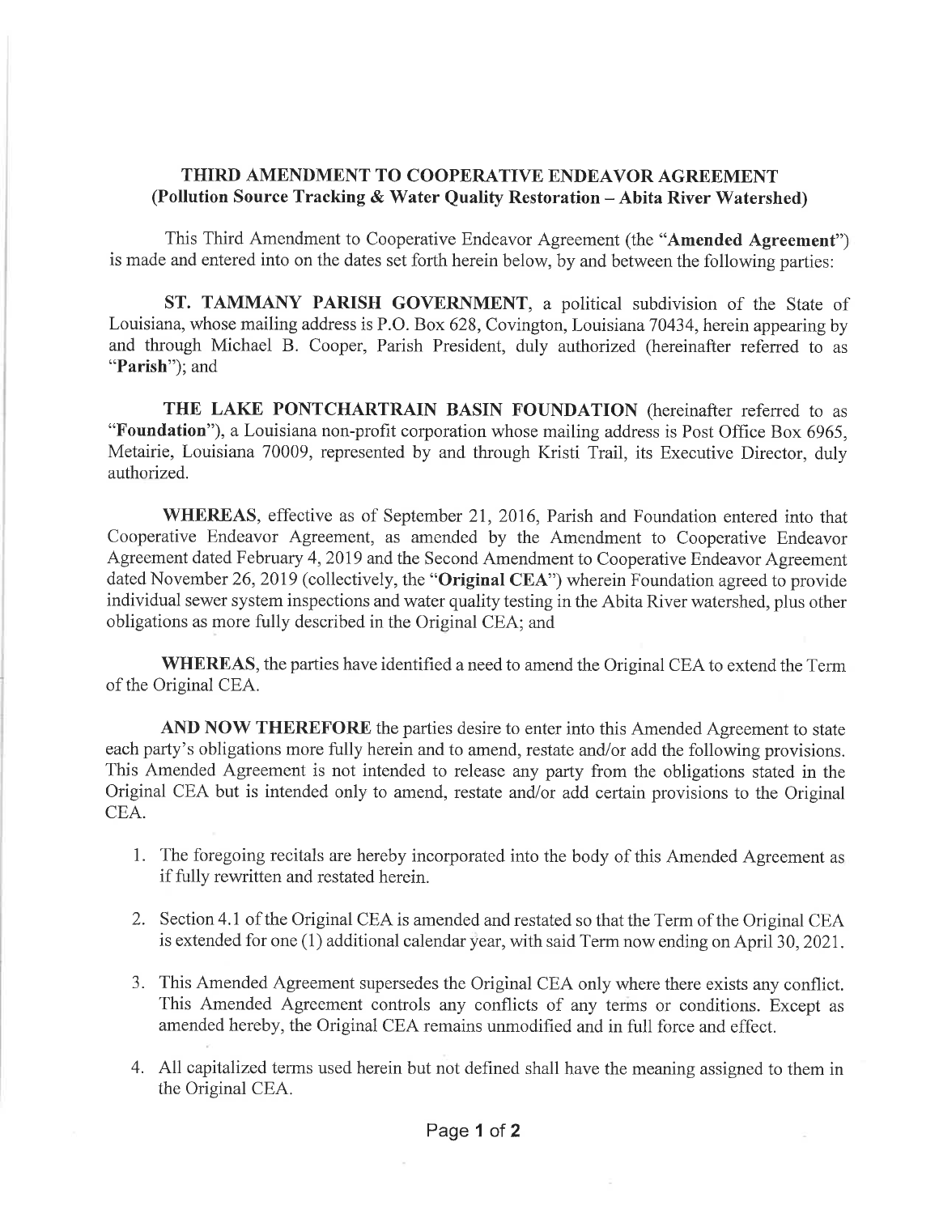# THIRD AMENDMENT TO COOPERATIVE ENDEAVOR AGREEMENT
## (Pollution Source Tracking & Water Quality Restoration – Abita River Watershed)

This Third Amendment to Cooperative Endeavor Agreement (the "**Amended Agreement**") is made and entered into on the dates set forth herein below, by and between the following parties:

**ST. TAMMANY PARISH GOVERNMENT**, a political subdivision of the State of Louisiana, whose mailing address is P.O. Box 628, Covington, Louisiana 70434, herein appearing by and through Michael B. Cooper, Parish President, duly authorized (hereinafter referred to as "**Parish**"); and

**THE LAKE PONTCHARTRAIN BASIN FOUNDATION** (hereinafter referred to as "**Foundation**"), a Louisiana non-profit corporation whose mailing address is Post Office Box 6965, Metairie, Louisiana 70009, represented by and through Kristi Trail, its Executive Director, duly authorized.

**WHEREAS**, effective as of September 21, 2016, Parish and Foundation entered into that Cooperative Endeavor Agreement, as amended by the Amendment to Cooperative Endeavor Agreement dated February 4, 2019 and the Second Amendment to Cooperative Endeavor Agreement dated November 26, 2019 (collectively, the "**Original CEA**") wherein Foundation agreed to provide individual sewer system inspections and water quality testing in the Abita River watershed, plus other obligations as more fully described in the Original CEA; and

**WHEREAS**, the parties have identified a need to amend the Original CEA to extend the Term of the Original CEA.

**AND NOW THEREFORE** the parties desire to enter into this Amended Agreement to state each party's obligations more fully herein and to amend, restate and/or add the following provisions. This Amended Agreement is not intended to release any party from the obligations stated in the Original CEA but is intended only to amend, restate and/or add certain provisions to the Original CEA.

1. The foregoing recitals are hereby incorporated into the body of this Amended Agreement as if fully rewritten and restated herein.

2. Section 4.1 of the Original CEA is amended and restated so that the Term of the Original CEA is extended for one (1) additional calendar year, with said Term now ending on April 30, 2021.

3. This Amended Agreement supersedes the Original CEA only where there exists any conflict. This Amended Agreement controls any conflicts of any terms or conditions. Except as amended hereby, the Original CEA remains unmodified and in full force and effect.

4. All capitalized terms used herein but not defined shall have the meaning assigned to them in the Original CEA.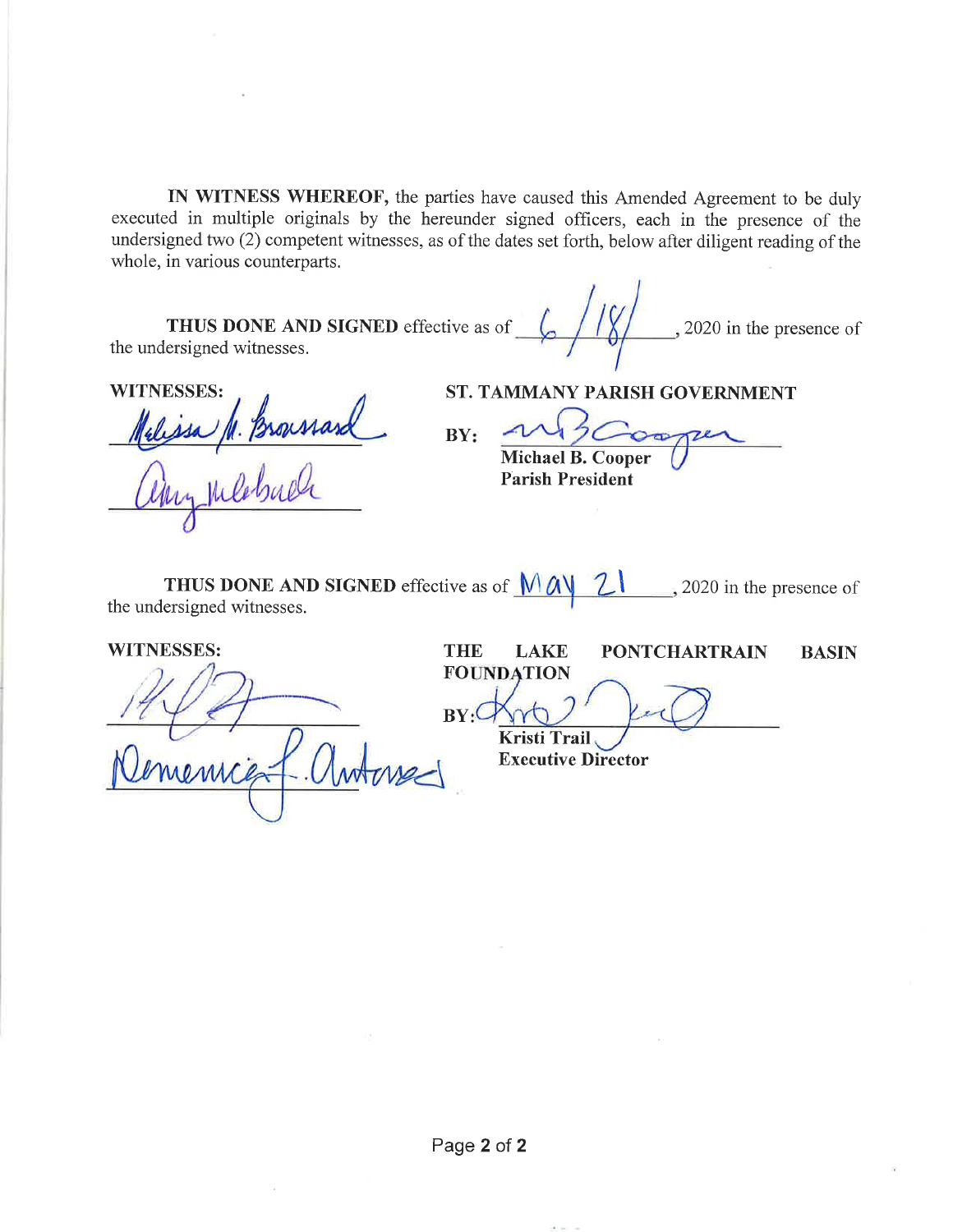**IN WITNESS WHEREOF,** the parties have caused this Amended Agreement to be duly executed in multiple originals by the hereunder signed officers, each in the presence of the undersigned two (2) competent witnesses, as of the dates set forth, below after diligent reading of the whole, in various counterparts.

**THUS DONE AND SIGNED** effective as of 6/18/, 2020 in the presence of the undersigned witnesses.

**WITNESSES:**

Melissa M. Broussard

Amy Milebach

**ST. TAMMANY PARISH GOVERNMENT**

**BY:** M B Cooper

**Michael B. Cooper**
**Parish President**

**THUS DONE AND SIGNED** effective as of May 21, 2020 in the presence of the undersigned witnesses.

**WITNESSES:**

_______________________

Nemenice J. Antoine

**THE LAKE PONTCHARTRAIN BASIN FOUNDATION**

**BY:** Kristi Trail

**Kristi Trail**
**Executive Director**